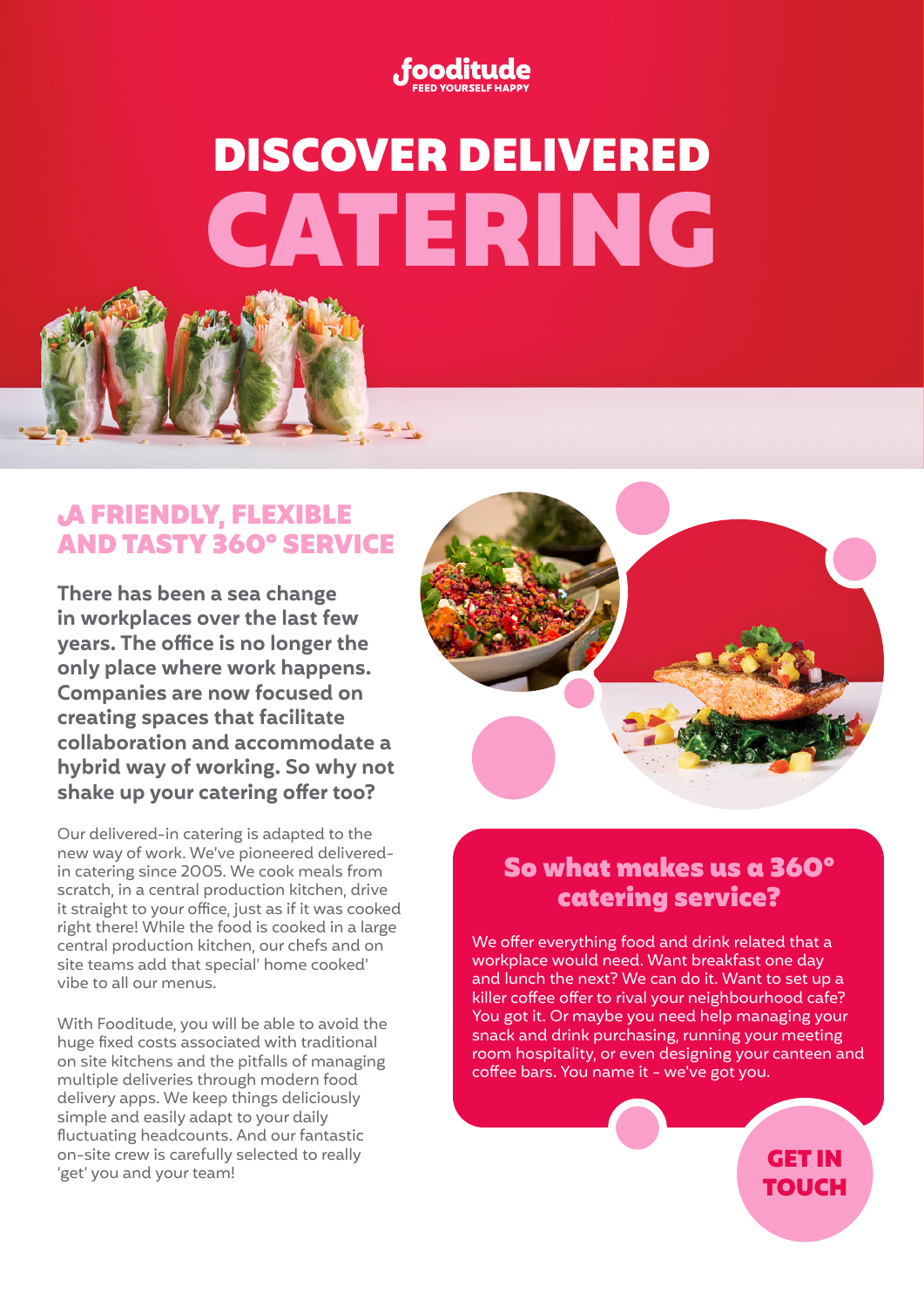fooditude

FEED YOURSELF HAPPY

# DISCOVER DELIVERED CATERING

## A FRIENDLY, FLEXIBLE AND TASTY 360° SERVICE

**There has been a sea change in workplaces over the last few years. The office is no longer the only place where work happens. Companies are now focused on creating spaces that facilitate collaboration and accommodate a hybrid way of working. So why not shake up your catering offer too?**

Our delivered-in catering is adapted to the new way of work. We've pioneered delivered-in catering since 2005. We cook meals from scratch, in a central production kitchen, drive it straight to your office, just as if it was cooked right there! While the food is cooked in a large central production kitchen, our chefs and on site teams add that special' home cooked' vibe to all our menus.

With Fooditude, you will be able to avoid the huge fixed costs associated with traditional on site kitchens and the pitfalls of managing multiple deliveries through modern food delivery apps. We keep things deliciously simple and easily adapt to your daily fluctuating headcounts. And our fantastic on-site crew is carefully selected to really 'get' you and your team!

## So what makes us a 360° catering service?

We offer everything food and drink related that a workplace would need. Want breakfast one day and lunch the next? We can do it. Want to set up a killer coffee offer to rival your neighbourhood cafe? You got it. Or maybe you need help managing your snack and drink purchasing, running your meeting room hospitality, or even designing your canteen and coffee bars. You name it - we've got you.

**GET IN TOUCH**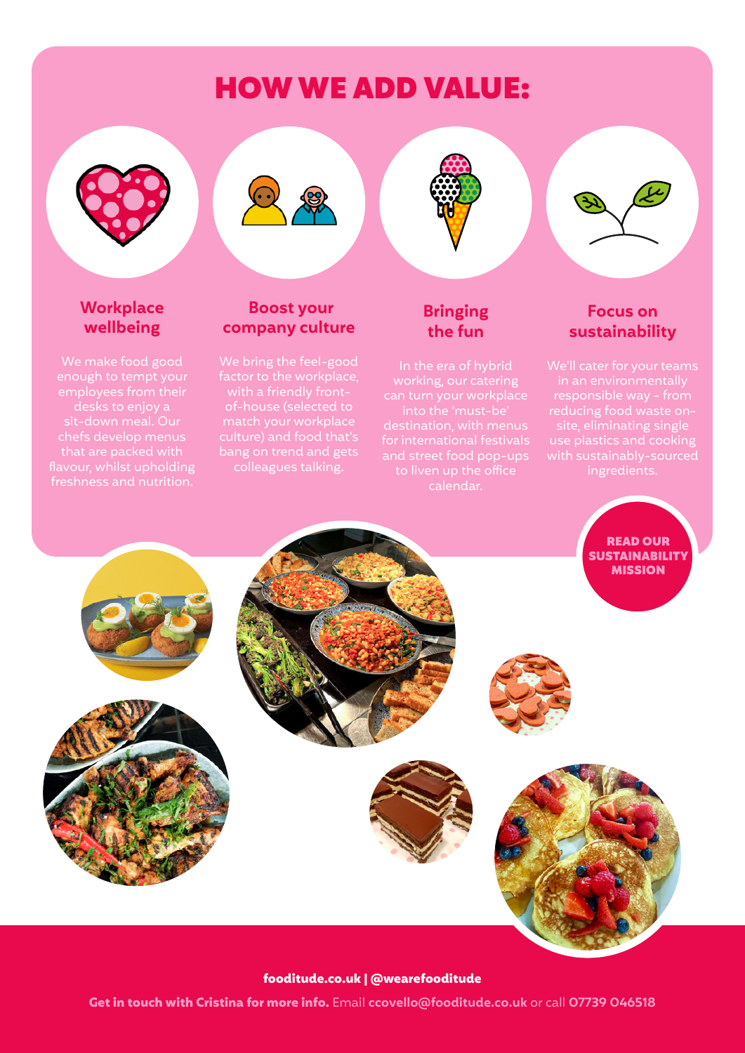# HOW WE ADD VALUE:

### Workplace wellbeing

We make food good enough to tempt your employees from their desks to enjoy a sit-down meal. Our chefs develop menus that are packed with flavour, whilst upholding freshness and nutrition.

### Boost your company culture

We bring the feel-good factor to the workplace, with a friendly front-of-house (selected to match your workplace culture) and food that's bang on trend and gets colleagues talking.

### Bringing the fun

In the era of hybrid working, our catering can turn your workplace into the 'must-be' destination, with menus for international festivals and street food pop-ups to liven up the office calendar.

### Focus on sustainability

We'll cater for your teams in an environmentally responsible way - from reducing food waste on-site, eliminating single use plastics and cooking with sustainably-sourced ingredients.

**READ OUR SUSTAINABILITY MISSION**

**fooditude.co.uk | @wearefooditude**

**Get in touch with Cristina for more info.** Email **ccovello@fooditude.co.uk** or call **07739 046518**